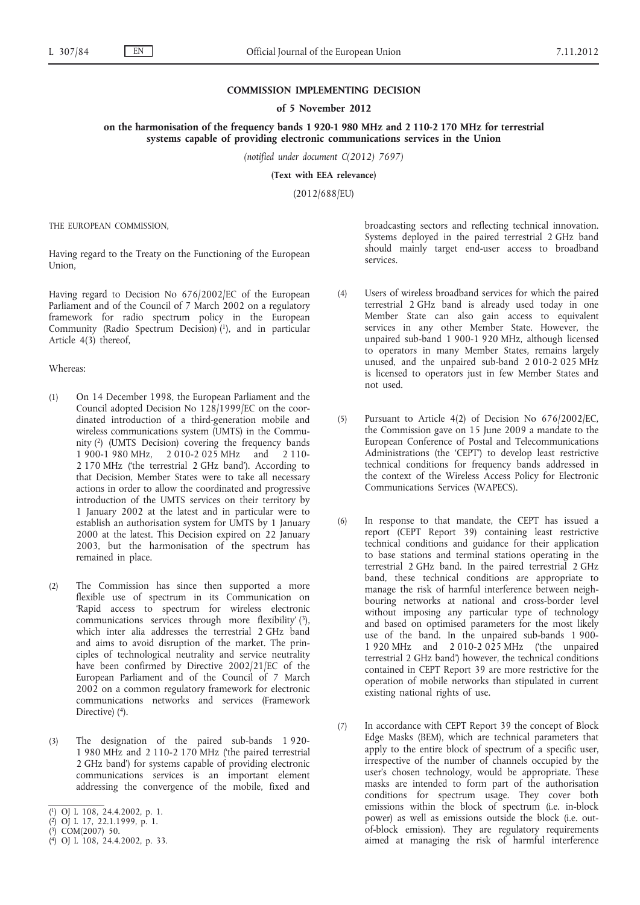# COMMISSION IMPLEMENTING DECISION

## of 5 November 2012

## on the harmonisation of the frequency bands 1 920-1 980 MHz and 2 110-2 170 MHz for terrestrial systems capable of providing electronic communications services in the Union

*(notified under document C(2012) 7697)*

**(Text with EEA relevance)**

(2012/688/EU)

THE EUROPEAN COMMISSION,

Having regard to the Treaty on the Functioning of the European Union,

Having regard to Decision No 676/2002/EC of the European Parliament and of the Council of 7 March 2002 on a regulatory framework for radio spectrum policy in the European Community (Radio Spectrum Decision) [1], and in particular Article 4(3) thereof,

Whereas:

(1) On 14 December 1998, the European Parliament and the Council adopted Decision No 128/1999/EC on the coordinated introduction of a third-generation mobile and wireless communications system (UMTS) in the Community [2] (UMTS Decision) covering the frequency bands 1 900-1 980 MHz, 2 010-2 025 MHz and 2 110-2 170 MHz ('the terrestrial 2 GHz band'). According to that Decision, Member States were to take all necessary actions in order to allow the coordinated and progressive introduction of the UMTS services on their territory by 1 January 2002 at the latest and in particular were to establish an authorisation system for UMTS by 1 January 2000 at the latest. This Decision expired on 22 January 2003, but the harmonisation of the spectrum has remained in place.

(2) The Commission has since then supported a more flexible use of spectrum in its Communication on 'Rapid access to spectrum for wireless electronic communications services through more flexibility' [3], which inter alia addresses the terrestrial 2 GHz band and aims to avoid disruption of the market. The principles of technological neutrality and service neutrality have been confirmed by Directive 2002/21/EC of the European Parliament and of the Council of 7 March 2002 on a common regulatory framework for electronic communications networks and services (Framework Directive) [4].

(3) The designation of the paired sub-bands 1 920-1 980 MHz and 2 110-2 170 MHz ('the paired terrestrial 2 GHz band') for systems capable of providing electronic communications services is an important element addressing the convergence of the mobile, fixed and broadcasting sectors and reflecting technical innovation. Systems deployed in the paired terrestrial 2 GHz band should mainly target end-user access to broadband services.

(4) Users of wireless broadband services for which the paired terrestrial 2 GHz band is already used today in one Member State can also gain access to equivalent services in any other Member State. However, the unpaired sub-band 1 900-1 920 MHz, although licensed to operators in many Member States, remains largely unused, and the unpaired sub-band 2 010-2 025 MHz is licensed to operators just in few Member States and not used.

(5) Pursuant to Article 4(2) of Decision No 676/2002/EC, the Commission gave on 15 June 2009 a mandate to the European Conference of Postal and Telecommunications Administrations (the 'CEPT') to develop least restrictive technical conditions for frequency bands addressed in the context of the Wireless Access Policy for Electronic Communications Services (WAPECS).

(6) In response to that mandate, the CEPT has issued a report (CEPT Report 39) containing least restrictive technical conditions and guidance for their application to base stations and terminal stations operating in the terrestrial 2 GHz band. In the paired terrestrial 2 GHz band, these technical conditions are appropriate to manage the risk of harmful interference between neighbouring networks at national and cross-border level without imposing any particular type of technology and based on optimised parameters for the most likely use of the band. In the unpaired sub-bands 1 900-1 920 MHz and 2 010-2 025 MHz ('the unpaired terrestrial 2 GHz band') however, the technical conditions contained in CEPT Report 39 are more restrictive for the operation of mobile networks than stipulated in current existing national rights of use.

(7) In accordance with CEPT Report 39 the concept of Block Edge Masks (BEM), which are technical parameters that apply to the entire block of spectrum of a specific user, irrespective of the number of channels occupied by the user's chosen technology, would be appropriate. These masks are intended to form part of the authorisation conditions for spectrum usage. They cover both emissions within the block of spectrum (i.e. in-block power) as well as emissions outside the block (i.e. out-of-block emission). They are regulatory requirements aimed at managing the risk of harmful interference

---

[1] OJ L 108, 24.4.2002, p. 1.

[2] OJ L 17, 22.1.1999, p. 1.

[3] COM(2007) 50.

[4] OJ L 108, 24.4.2002, p. 33.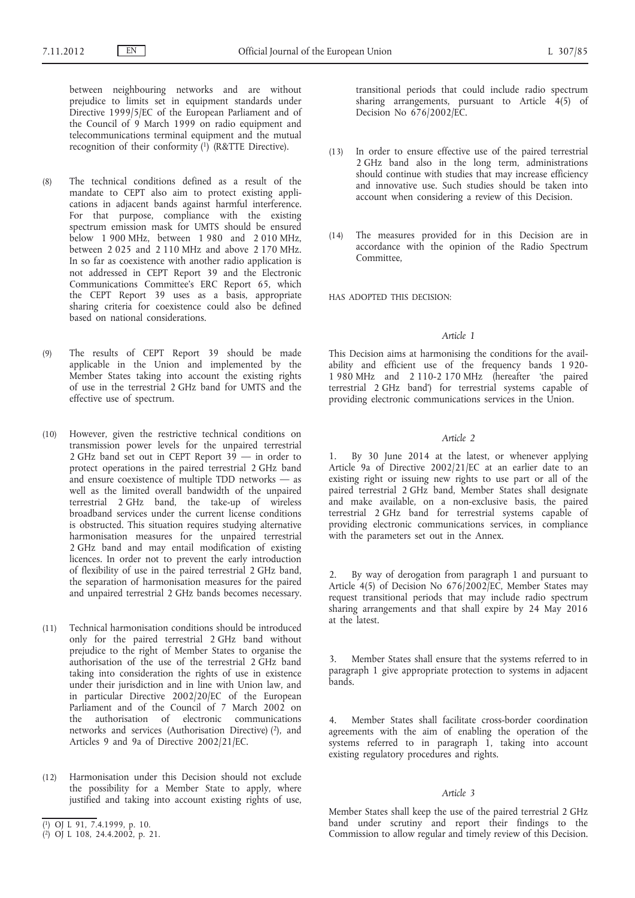between neighbouring networks and are without prejudice to limits set in equipment standards under Directive 1999/5/EC of the European Parliament and of the Council of 9 March 1999 on radio equipment and telecommunications terminal equipment and the mutual recognition of their conformity [1] (R&TTE Directive).

(8) The technical conditions defined as a result of the mandate to CEPT also aim to protect existing applications in adjacent bands against harmful interference. For that purpose, compliance with the existing spectrum emission mask for UMTS should be ensured below 1 900 MHz, between 1 980 and 2 010 MHz, between 2 025 and 2 110 MHz and above 2 170 MHz. In so far as coexistence with another radio application is not addressed in CEPT Report 39 and the Electronic Communications Committee's ERC Report 65, which the CEPT Report 39 uses as a basis, appropriate sharing criteria for coexistence could also be defined based on national considerations.

(9) The results of CEPT Report 39 should be made applicable in the Union and implemented by the Member States taking into account the existing rights of use in the terrestrial 2 GHz band for UMTS and the effective use of spectrum.

(10) However, given the restrictive technical conditions on transmission power levels for the unpaired terrestrial 2 GHz band set out in CEPT Report 39 — in order to protect operations in the paired terrestrial 2 GHz band and ensure coexistence of multiple TDD networks — as well as the limited overall bandwidth of the unpaired terrestrial 2 GHz band, the take-up of wireless broadband services under the current license conditions is obstructed. This situation requires studying alternative harmonisation measures for the unpaired terrestrial 2 GHz band and may entail modification of existing licences. In order not to prevent the early introduction of flexibility of use in the paired terrestrial 2 GHz band, the separation of harmonisation measures for the paired and unpaired terrestrial 2 GHz bands becomes necessary.

(11) Technical harmonisation conditions should be introduced only for the paired terrestrial 2 GHz band without prejudice to the right of Member States to organise the authorisation of the use of the terrestrial 2 GHz band taking into consideration the rights of use in existence under their jurisdiction and in line with Union law, and in particular Directive 2002/20/EC of the European Parliament and of the Council of 7 March 2002 on the authorisation of electronic communications networks and services (Authorisation Directive) [2], and Articles 9 and 9a of Directive 2002/21/EC.

(12) Harmonisation under this Decision should not exclude the possibility for a Member State to apply, where justified and taking into account existing rights of use, transitional periods that could include radio spectrum sharing arrangements, pursuant to Article 4(5) of Decision No 676/2002/EC.

(13) In order to ensure effective use of the paired terrestrial 2 GHz band also in the long term, administrations should continue with studies that may increase efficiency and innovative use. Such studies should be taken into account when considering a review of this Decision.

(14) The measures provided for in this Decision are in accordance with the opinion of the Radio Spectrum Committee,

HAS ADOPTED THIS DECISION:

*Article 1*

This Decision aims at harmonising the conditions for the availability and efficient use of the frequency bands 1 920-1 980 MHz and 2 110-2 170 MHz (hereafter 'the paired terrestrial 2 GHz band') for terrestrial systems capable of providing electronic communications services in the Union.

*Article 2*

1. By 30 June 2014 at the latest, or whenever applying Article 9a of Directive 2002/21/EC at an earlier date to an existing right or issuing new rights to use part or all of the paired terrestrial 2 GHz band, Member States shall designate and make available, on a non-exclusive basis, the paired terrestrial 2 GHz band for terrestrial systems capable of providing electronic communications services, in compliance with the parameters set out in the Annex.

2. By way of derogation from paragraph 1 and pursuant to Article 4(5) of Decision No 676/2002/EC, Member States may request transitional periods that may include radio spectrum sharing arrangements and that shall expire by 24 May 2016 at the latest.

3. Member States shall ensure that the systems referred to in paragraph 1 give appropriate protection to systems in adjacent bands.

4. Member States shall facilitate cross-border coordination agreements with the aim of enabling the operation of the systems referred to in paragraph 1, taking into account existing regulatory procedures and rights.

*Article 3*

Member States shall keep the use of the paired terrestrial 2 GHz band under scrutiny and report their findings to the Commission to allow regular and timely review of this Decision.

[1] OJ L 91, 7.4.1999, p. 10.

[2] OJ L 108, 24.4.2002, p. 21.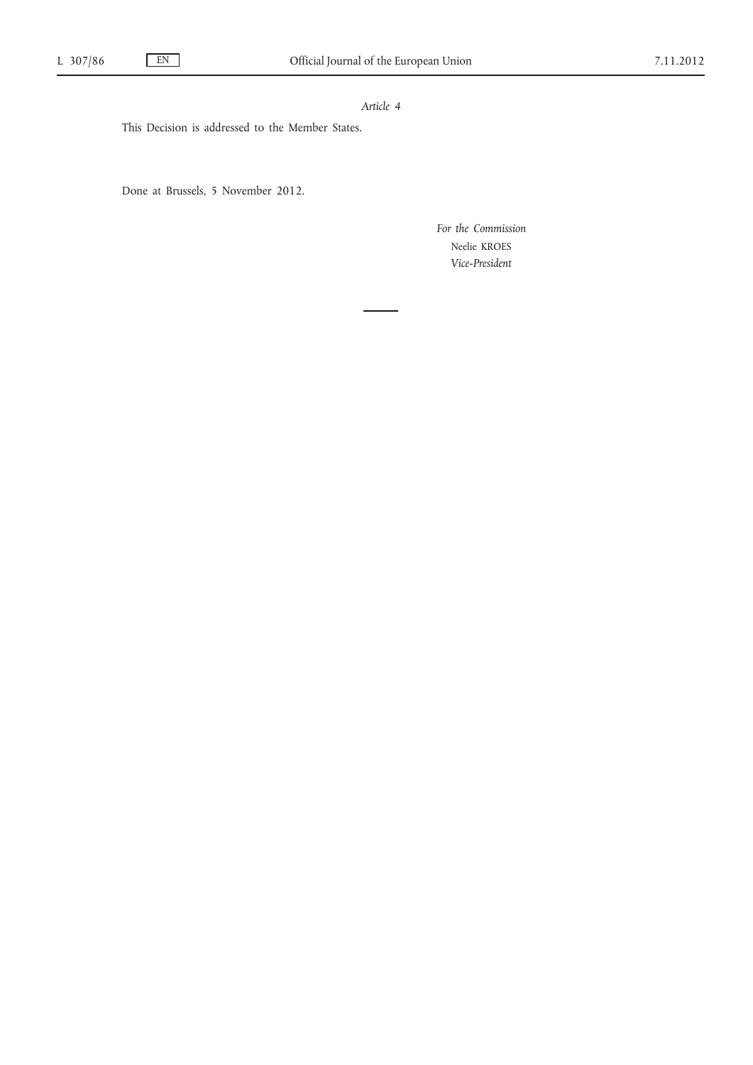*Article 4*

This Decision is addressed to the Member States.

Done at Brussels, 5 November 2012.

*For the Commission*

Neelie KROES

*Vice-President*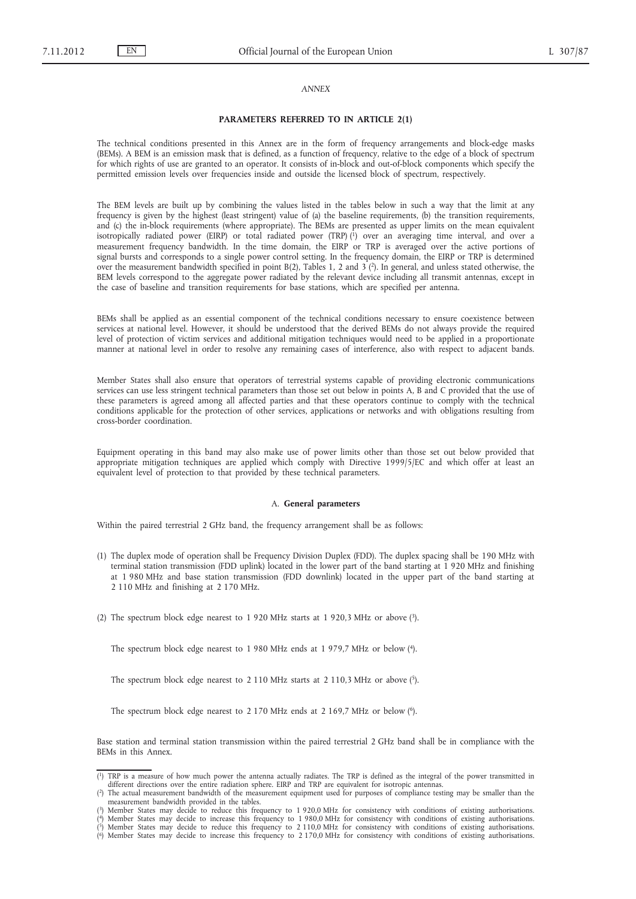*ANNEX*

## PARAMETERS REFERRED TO IN ARTICLE 2(1)

The technical conditions presented in this Annex are in the form of frequency arrangements and block-edge masks (BEMs). A BEM is an emission mask that is defined, as a function of frequency, relative to the edge of a block of spectrum for which rights of use are granted to an operator. It consists of in-block and out-of-block components which specify the permitted emission levels over frequencies inside and outside the licensed block of spectrum, respectively.

The BEM levels are built up by combining the values listed in the tables below in such a way that the limit at any frequency is given by the highest (least stringent) value of (a) the baseline requirements, (b) the transition requirements, and (c) the in-block requirements (where appropriate). The BEMs are presented as upper limits on the mean equivalent isotropically radiated power (EIRP) or total radiated power (TRP) [1] over an averaging time interval, and over a measurement frequency bandwidth. In the time domain, the EIRP or TRP is averaged over the active portions of signal bursts and corresponds to a single power control setting. In the frequency domain, the EIRP or TRP is determined over the measurement bandwidth specified in point B(2), Tables 1, 2 and 3 [2]. In general, and unless stated otherwise, the BEM levels correspond to the aggregate power radiated by the relevant device including all transmit antennas, except in the case of baseline and transition requirements for base stations, which are specified per antenna.

BEMs shall be applied as an essential component of the technical conditions necessary to ensure coexistence between services at national level. However, it should be understood that the derived BEMs do not always provide the required level of protection of victim services and additional mitigation techniques would need to be applied in a proportionate manner at national level in order to resolve any remaining cases of interference, also with respect to adjacent bands.

Member States shall also ensure that operators of terrestrial systems capable of providing electronic communications services can use less stringent technical parameters than those set out below in points A, B and C provided that the use of these parameters is agreed among all affected parties and that these operators continue to comply with the technical conditions applicable for the protection of other services, applications or networks and with obligations resulting from cross-border coordination.

Equipment operating in this band may also make use of power limits other than those set out below provided that appropriate mitigation techniques are applied which comply with Directive 1999/5/EC and which offer at least an equivalent level of protection to that provided by these technical parameters.

### A. **General parameters**

Within the paired terrestrial 2 GHz band, the frequency arrangement shall be as follows:

(1) The duplex mode of operation shall be Frequency Division Duplex (FDD). The duplex spacing shall be 190 MHz with terminal station transmission (FDD uplink) located in the lower part of the band starting at 1 920 MHz and finishing at 1 980 MHz and base station transmission (FDD downlink) located in the upper part of the band starting at 2 110 MHz and finishing at 2 170 MHz.

(2) The spectrum block edge nearest to 1 920 MHz starts at 1 920,3 MHz or above [3].

The spectrum block edge nearest to 1 980 MHz ends at 1 979,7 MHz or below [4].

The spectrum block edge nearest to 2 110 MHz starts at 2 110,3 MHz or above [5].

The spectrum block edge nearest to 2 170 MHz ends at 2 169,7 MHz or below [6].

Base station and terminal station transmission within the paired terrestrial 2 GHz band shall be in compliance with the BEMs in this Annex.

---

[1] TRP is a measure of how much power the antenna actually radiates. The TRP is defined as the integral of the power transmitted in different directions over the entire radiation sphere. EIRP and TRP are equivalent for isotropic antennas.

[2] The actual measurement bandwidth of the measurement equipment used for purposes of compliance testing may be smaller than the measurement bandwidth provided in the tables.

[3] Member States may decide to reduce this frequency to 1 920,0 MHz for consistency with conditions of existing authorisations.

[4] Member States may decide to increase this frequency to 1 980,0 MHz for consistency with conditions of existing authorisations.

[5] Member States may decide to reduce this frequency to 2 110,0 MHz for consistency with conditions of existing authorisations.

[6] Member States may decide to increase this frequency to 2 170,0 MHz for consistency with conditions of existing authorisations.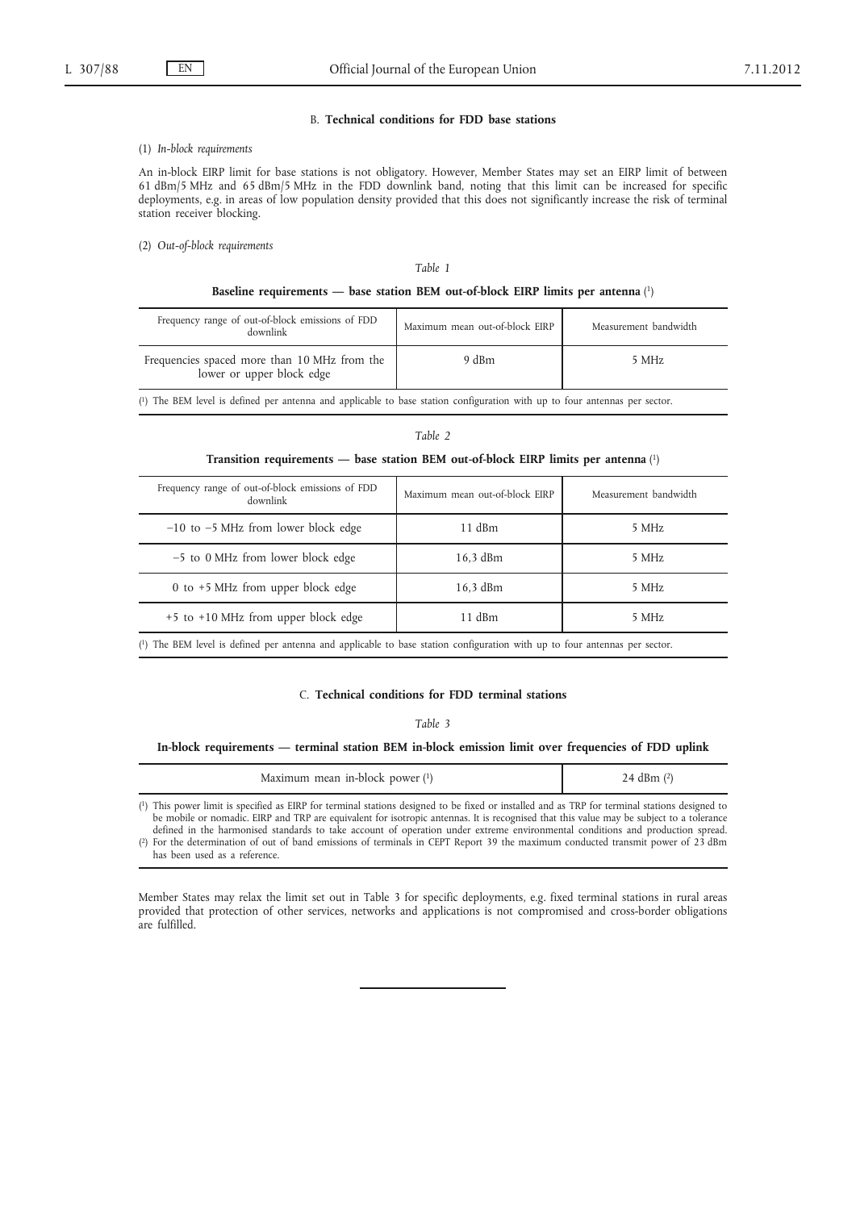### B. **Technical conditions for FDD base stations**

(1) *In-block requirements*

An in-block EIRP limit for base stations is not obligatory. However, Member States may set an EIRP limit of between 61 dBm/5 MHz and 65 dBm/5 MHz in the FDD downlink band, noting that this limit can be increased for specific deployments, e.g. in areas of low population density provided that this does not significantly increase the risk of terminal station receiver blocking.

(2) *Out-of-block requirements*

*Table 1*

**Baseline requirements — base station BEM out-of-block EIRP limits per antenna** [1]

| Frequency range of out-of-block emissions of FDD downlink | Maximum mean out-of-block EIRP | Measurement bandwidth |
|---|---|---|
| Frequencies spaced more than 10 MHz from the lower or upper block edge | 9 dBm | 5 MHz |

[1] The BEM level is defined per antenna and applicable to base station configuration with up to four antennas per sector.

*Table 2*

**Transition requirements — base station BEM out-of-block EIRP limits per antenna** [1]

| Frequency range of out-of-block emissions of FDD downlink | Maximum mean out-of-block EIRP | Measurement bandwidth |
|---|---|---|
| −10 to −5 MHz from lower block edge | 11 dBm | 5 MHz |
| −5 to 0 MHz from lower block edge | 16,3 dBm | 5 MHz |
| 0 to +5 MHz from upper block edge | 16,3 dBm | 5 MHz |
| +5 to +10 MHz from upper block edge | 11 dBm | 5 MHz |

[1] The BEM level is defined per antenna and applicable to base station configuration with up to four antennas per sector.

### C. **Technical conditions for FDD terminal stations**

*Table 3*

**In-block requirements — terminal station BEM in-block emission limit over frequencies of FDD uplink**

| | |
|---|---|
| Maximum mean in-block power [1] | 24 dBm [2] |

[1] This power limit is specified as EIRP for terminal stations designed to be fixed or installed and as TRP for terminal stations designed to be mobile or nomadic. EIRP and TRP are equivalent for isotropic antennas. It is recognised that this value may be subject to a tolerance defined in the harmonised standards to take account of operation under extreme environmental conditions and production spread.

[2] For the determination of out of band emissions of terminals in CEPT Report 39 the maximum conducted transmit power of 23 dBm has been used as a reference.

Member States may relax the limit set out in Table 3 for specific deployments, e.g. fixed terminal stations in rural areas provided that protection of other services, networks and applications is not compromised and cross-border obligations are fulfilled.